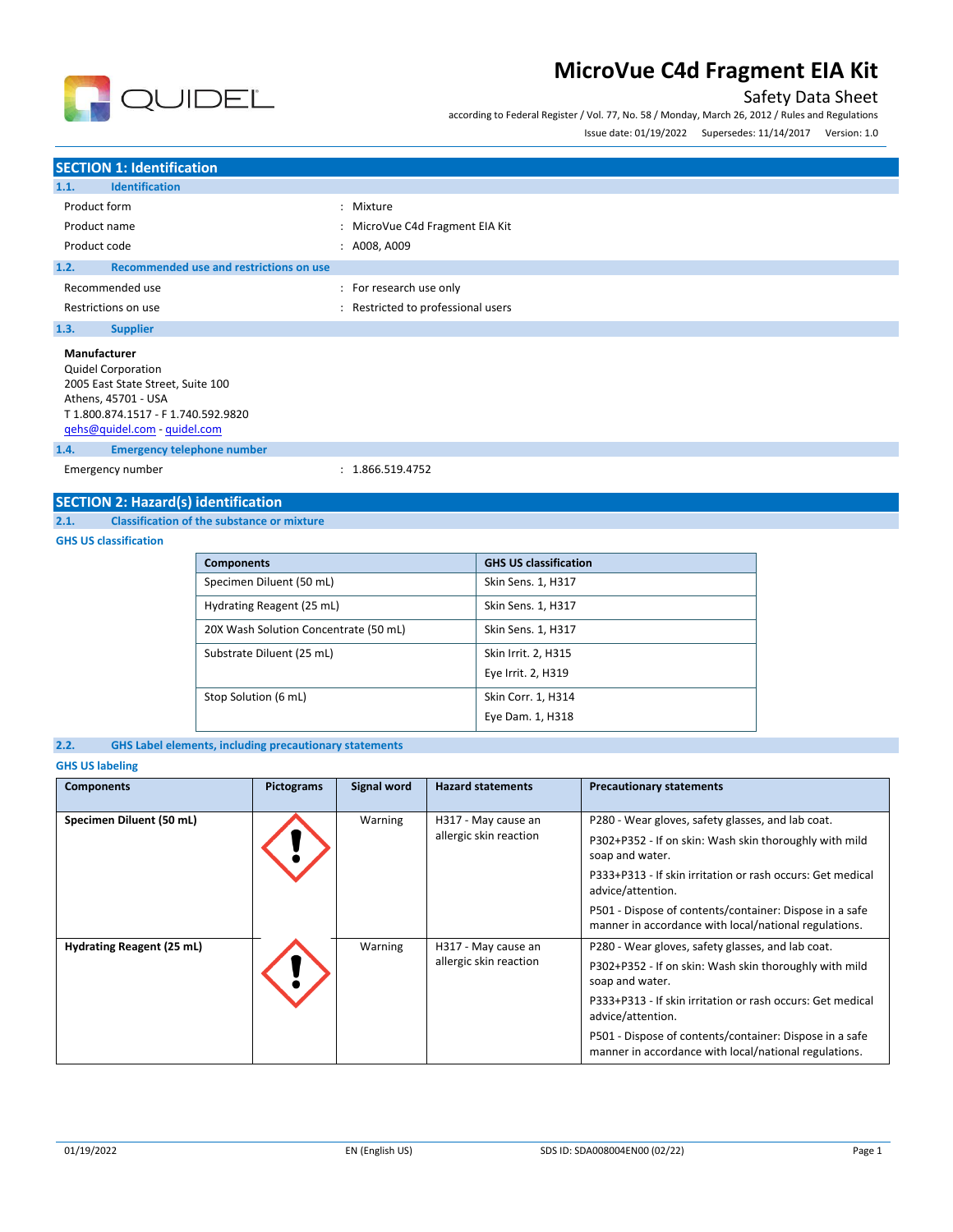# MicroVue C4d Fragment EIA Kit

Safety Data Sheet

according to Federal Register / Vol. 77, No. 58 / Monday, March 26, 2012 / Rules and Regulations

Issue date: 01/19/2022 Supersedes: 11/14/2017 Version: 1.0

## SECTION 1: Identification

### 1.1. Identification

| | |
|---|---|
| Product form | : Mixture |
| Product name | : MicroVue C4d Fragment EIA Kit |
| Product code | : A008, A009 |

### 1.2. Recommended use and restrictions on use

| | |
|---|---|
| Recommended use | : For research use only |
| Restrictions on use | : Restricted to professional users |

### 1.3. Supplier

**Manufacturer**
Quidel Corporation
2005 East State Street, Suite 100
Athens, 45701 - USA
T 1.800.874.1517 - F 1.740.592.9820
qehs@quidel.com - quidel.com

### 1.4. Emergency telephone number

| | |
|---|---|
| Emergency number | : 1.866.519.4752 |

## SECTION 2: Hazard(s) identification

### 2.1. Classification of the substance or mixture

**GHS US classification**

| Components | GHS US classification |
|---|---|
| Specimen Diluent (50 mL) | Skin Sens. 1, H317 |
| Hydrating Reagent (25 mL) | Skin Sens. 1, H317 |
| 20X Wash Solution Concentrate (50 mL) | Skin Sens. 1, H317 |
| Substrate Diluent (25 mL) | Skin Irrit. 2, H315<br>Eye Irrit. 2, H319 |
| Stop Solution (6 mL) | Skin Corr. 1, H314<br>Eye Dam. 1, H318 |

### 2.2. GHS Label elements, including precautionary statements

**GHS US labeling**

| Components | Pictograms | Signal word | Hazard statements | Precautionary statements |
|---|---|---|---|---|
| **Specimen Diluent (50 mL)** | GHS07 | Warning | H317 - May cause an allergic skin reaction | P280 - Wear gloves, safety glasses, and lab coat.<br>P302+P352 - If on skin: Wash skin thoroughly with mild soap and water.<br>P333+P313 - If skin irritation or rash occurs: Get medical advice/attention.<br>P501 - Dispose of contents/container: Dispose in a safe manner in accordance with local/national regulations. |
| **Hydrating Reagent (25 mL)** | GHS07 | Warning | H317 - May cause an allergic skin reaction | P280 - Wear gloves, safety glasses, and lab coat.<br>P302+P352 - If on skin: Wash skin thoroughly with mild soap and water.<br>P333+P313 - If skin irritation or rash occurs: Get medical advice/attention.<br>P501 - Dispose of contents/container: Dispose in a safe manner in accordance with local/national regulations. |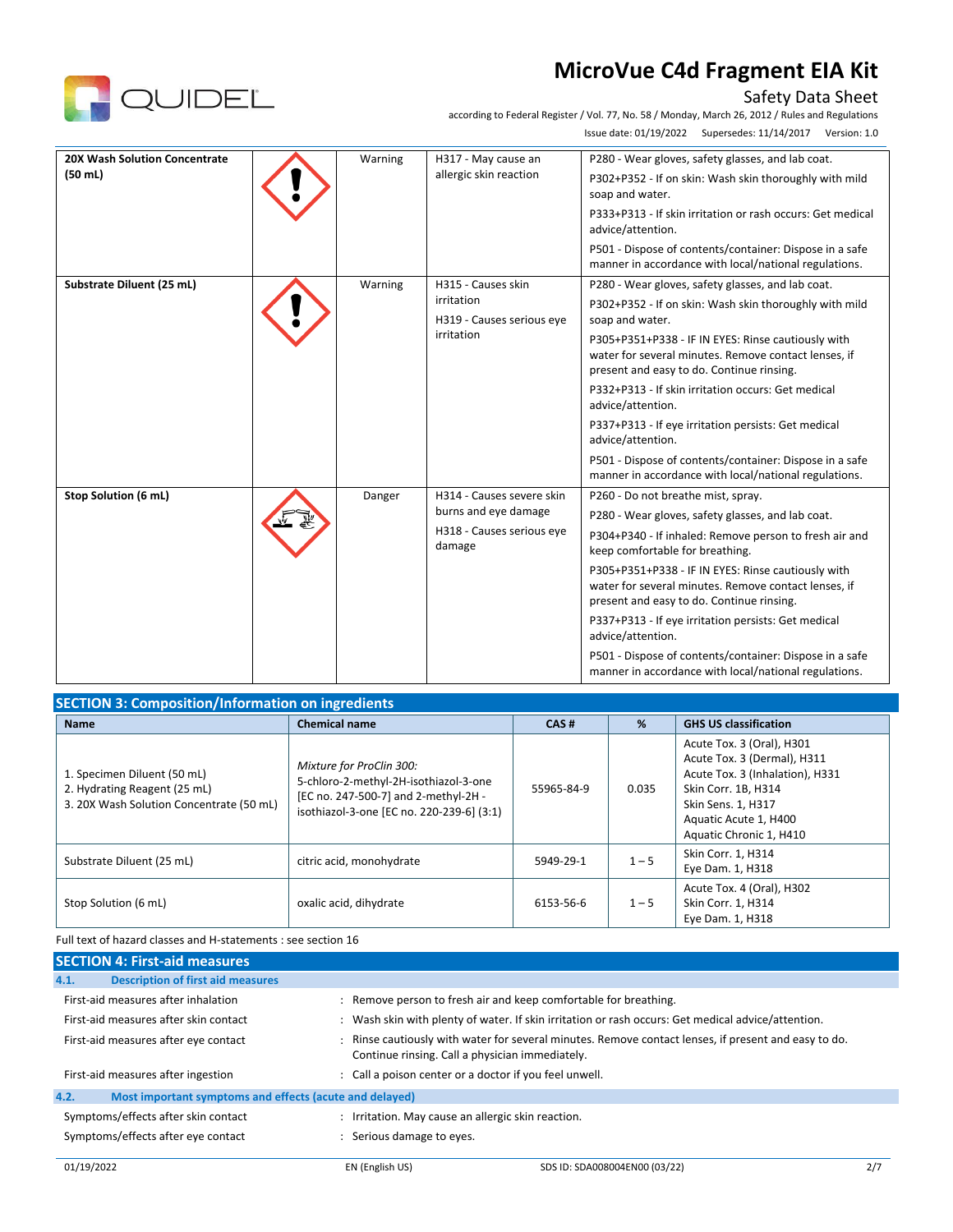| 20X Wash Solution Concentrate (50 mL) | | Warning | H317 - May cause an allergic skin reaction | P280 - Wear gloves, safety glasses, and lab coat.<br>P302+P352 - If on skin: Wash skin thoroughly with mild soap and water.<br>P333+P313 - If skin irritation or rash occurs: Get medical advice/attention.<br>P501 - Dispose of contents/container: Dispose in a safe manner in accordance with local/national regulations. |
|---|---|---|---|---|
| **Substrate Diluent (25 mL)** | | Warning | H315 - Causes skin irritation<br>H319 - Causes serious eye irritation | P280 - Wear gloves, safety glasses, and lab coat.<br>P302+P352 - If on skin: Wash skin thoroughly with mild soap and water.<br>P305+P351+P338 - IF IN EYES: Rinse cautiously with water for several minutes. Remove contact lenses, if present and easy to do. Continue rinsing.<br>P332+P313 - If skin irritation occurs: Get medical advice/attention.<br>P337+P313 - If eye irritation persists: Get medical advice/attention.<br>P501 - Dispose of contents/container: Dispose in a safe manner in accordance with local/national regulations. |
| **Stop Solution (6 mL)** | | Danger | H314 - Causes severe skin burns and eye damage<br>H318 - Causes serious eye damage | P260 - Do not breathe mist, spray.<br>P280 - Wear gloves, safety glasses, and lab coat.<br>P304+P340 - If inhaled: Remove person to fresh air and keep comfortable for breathing.<br>P305+P351+P338 - IF IN EYES: Rinse cautiously with water for several minutes. Remove contact lenses, if present and easy to do. Continue rinsing.<br>P337+P313 - If eye irritation persists: Get medical advice/attention.<br>P501 - Dispose of contents/container: Dispose in a safe manner in accordance with local/national regulations. |

## SECTION 3: Composition/Information on ingredients

| Name | Chemical name | CAS # | % | GHS US classification |
|---|---|---|---|---|
| 1. Specimen Diluent (50 mL)<br>2. Hydrating Reagent (25 mL)<br>3. 20X Wash Solution Concentrate (50 mL) | *Mixture for ProClin 300:*<br>5-chloro-2-methyl-2H-isothiazol-3-one [EC no. 247-500-7] and 2-methyl-2H - isothiazol-3-one [EC no. 220-239-6] (3:1) | 55965-84-9 | 0.035 | Acute Tox. 3 (Oral), H301<br>Acute Tox. 3 (Dermal), H311<br>Acute Tox. 3 (Inhalation), H331<br>Skin Corr. 1B, H314<br>Skin Sens. 1, H317<br>Aquatic Acute 1, H400<br>Aquatic Chronic 1, H410 |
| Substrate Diluent (25 mL) | citric acid, monohydrate | 5949-29-1 | 1 – 5 | Skin Corr. 1, H314<br>Eye Dam. 1, H318 |
| Stop Solution (6 mL) | oxalic acid, dihydrate | 6153-56-6 | 1 – 5 | Acute Tox. 4 (Oral), H302<br>Skin Corr. 1, H314<br>Eye Dam. 1, H318 |

Full text of hazard classes and H-statements : see section 16

## SECTION 4: First-aid measures

### 4.1. Description of first aid measures

First-aid measures after inhalation : Remove person to fresh air and keep comfortable for breathing.

First-aid measures after skin contact : Wash skin with plenty of water. If skin irritation or rash occurs: Get medical advice/attention.

First-aid measures after eye contact : Rinse cautiously with water for several minutes. Remove contact lenses, if present and easy to do. Continue rinsing. Call a physician immediately.

First-aid measures after ingestion : Call a poison center or a doctor if you feel unwell.

### 4.2. Most important symptoms and effects (acute and delayed)

Symptoms/effects after skin contact : Irritation. May cause an allergic skin reaction.

Symptoms/effects after eye contact : Serious damage to eyes.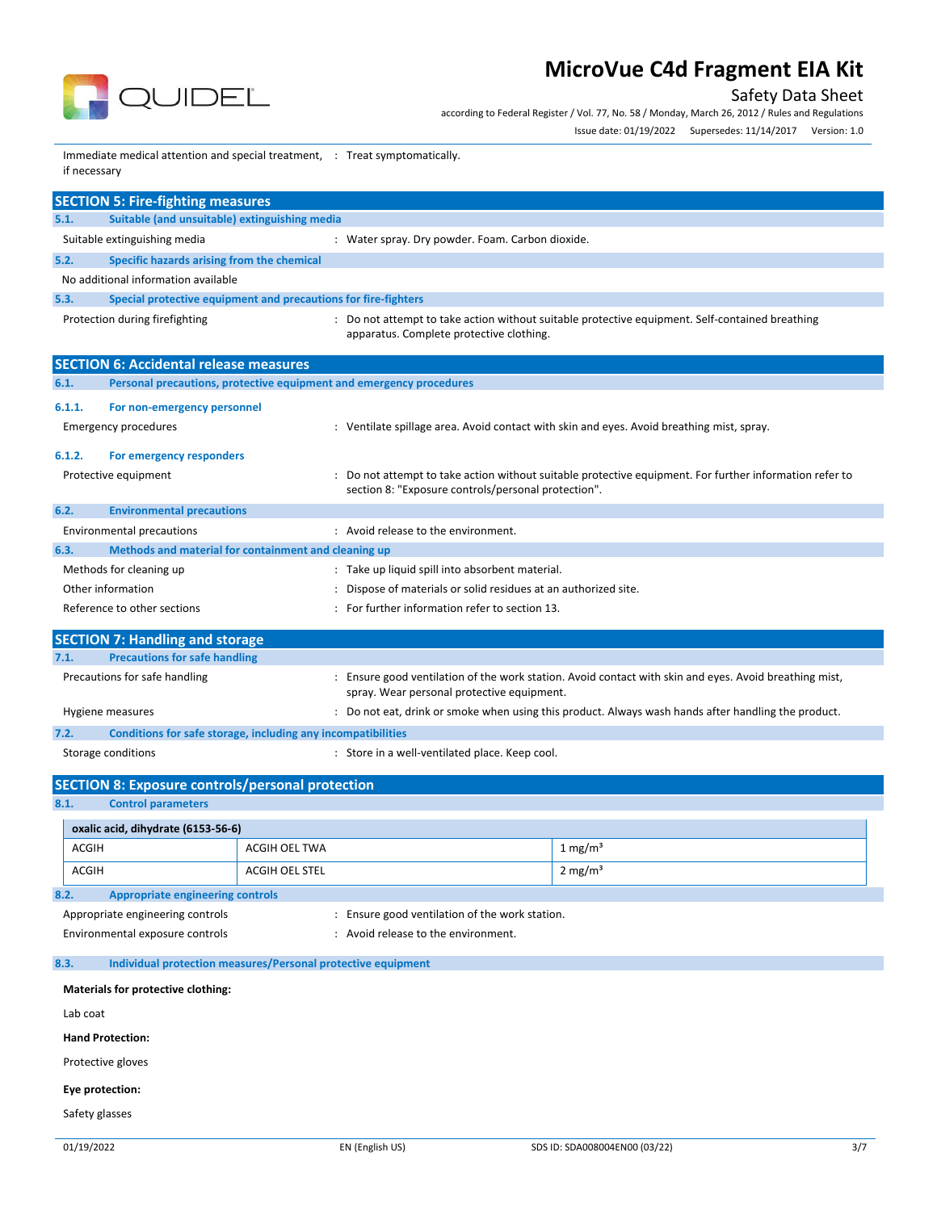Immediate medical attention and special treatment, if necessary : Treat symptomatically.

## SECTION 5: Fire-fighting measures

### 5.1. Suitable (and unsuitable) extinguishing media

Suitable extinguishing media : Water spray. Dry powder. Foam. Carbon dioxide.

### 5.2. Specific hazards arising from the chemical

No additional information available

### 5.3. Special protective equipment and precautions for fire-fighters

Protection during firefighting : Do not attempt to take action without suitable protective equipment. Self-contained breathing apparatus. Complete protective clothing.

## SECTION 6: Accidental release measures

### 6.1. Personal precautions, protective equipment and emergency procedures

#### 6.1.1. For non-emergency personnel

Emergency procedures : Ventilate spillage area. Avoid contact with skin and eyes. Avoid breathing mist, spray.

#### 6.1.2. For emergency responders

Protective equipment : Do not attempt to take action without suitable protective equipment. For further information refer to section 8: "Exposure controls/personal protection".

### 6.2. Environmental precautions

Environmental precautions : Avoid release to the environment.

### 6.3. Methods and material for containment and cleaning up

Methods for cleaning up : Take up liquid spill into absorbent material.

Other information : Dispose of materials or solid residues at an authorized site.

Reference to other sections : For further information refer to section 13.

## SECTION 7: Handling and storage

### 7.1. Precautions for safe handling

Precautions for safe handling : Ensure good ventilation of the work station. Avoid contact with skin and eyes. Avoid breathing mist, spray. Wear personal protective equipment.

Hygiene measures : Do not eat, drink or smoke when using this product. Always wash hands after handling the product.

### 7.2. Conditions for safe storage, including any incompatibilities

Storage conditions : Store in a well-ventilated place. Keep cool.

## SECTION 8: Exposure controls/personal protection

### 8.1. Control parameters

| oxalic acid, dihydrate (6153-56-6) | | |
|---|---|---|
| ACGIH | ACGIH OEL TWA | 1 mg/m³ |
| ACGIH | ACGIH OEL STEL | 2 mg/m³ |

### 8.2. Appropriate engineering controls

Appropriate engineering controls : Ensure good ventilation of the work station.

Environmental exposure controls : Avoid release to the environment.

### 8.3. Individual protection measures/Personal protective equipment

**Materials for protective clothing:**

Lab coat

**Hand Protection:**

Protective gloves

**Eye protection:**

Safety glasses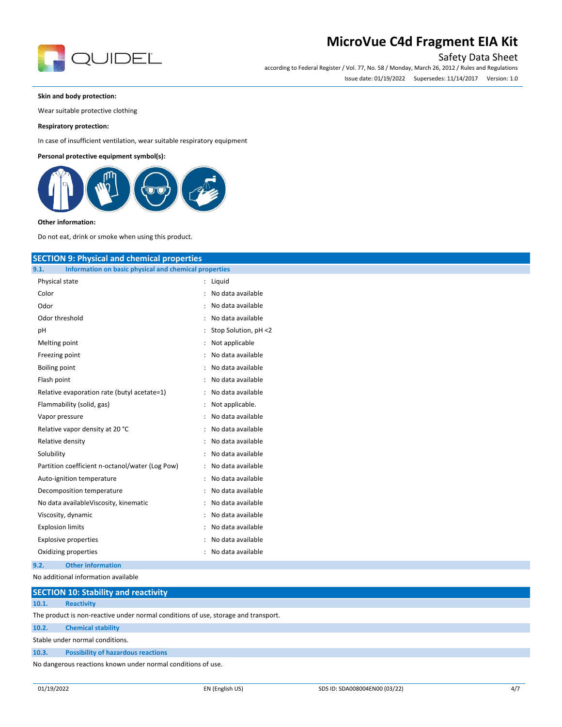**Skin and body protection:**

Wear suitable protective clothing

**Respiratory protection:**

In case of insufficient ventilation, wear suitable respiratory equipment

**Personal protective equipment symbol(s):**

**Other information:**

Do not eat, drink or smoke when using this product.

## SECTION 9: Physical and chemical properties

### 9.1. Information on basic physical and chemical properties

| | | |
|---|---|---|
| Physical state | : | Liquid |
| Color | : | No data available |
| Odor | : | No data available |
| Odor threshold | : | No data available |
| pH | : | Stop Solution, pH <2 |
| Melting point | : | Not applicable |
| Freezing point | : | No data available |
| Boiling point | : | No data available |
| Flash point | : | No data available |
| Relative evaporation rate (butyl acetate=1) | : | No data available |
| Flammability (solid, gas) | : | Not applicable. |
| Vapor pressure | : | No data available |
| Relative vapor density at 20 °C | : | No data available |
| Relative density | : | No data available |
| Solubility | : | No data available |
| Partition coefficient n-octanol/water (Log Pow) | : | No data available |
| Auto-ignition temperature | : | No data available |
| Decomposition temperature | : | No data available |
| No data availableViscosity, kinematic | : | No data available |
| Viscosity, dynamic | : | No data available |
| Explosion limits | : | No data available |
| Explosive properties | : | No data available |
| Oxidizing properties | : | No data available |

### 9.2. Other information

No additional information available

## SECTION 10: Stability and reactivity

### 10.1. Reactivity

The product is non-reactive under normal conditions of use, storage and transport.

### 10.2. Chemical stability

Stable under normal conditions.

### 10.3. Possibility of hazardous reactions

No dangerous reactions known under normal conditions of use.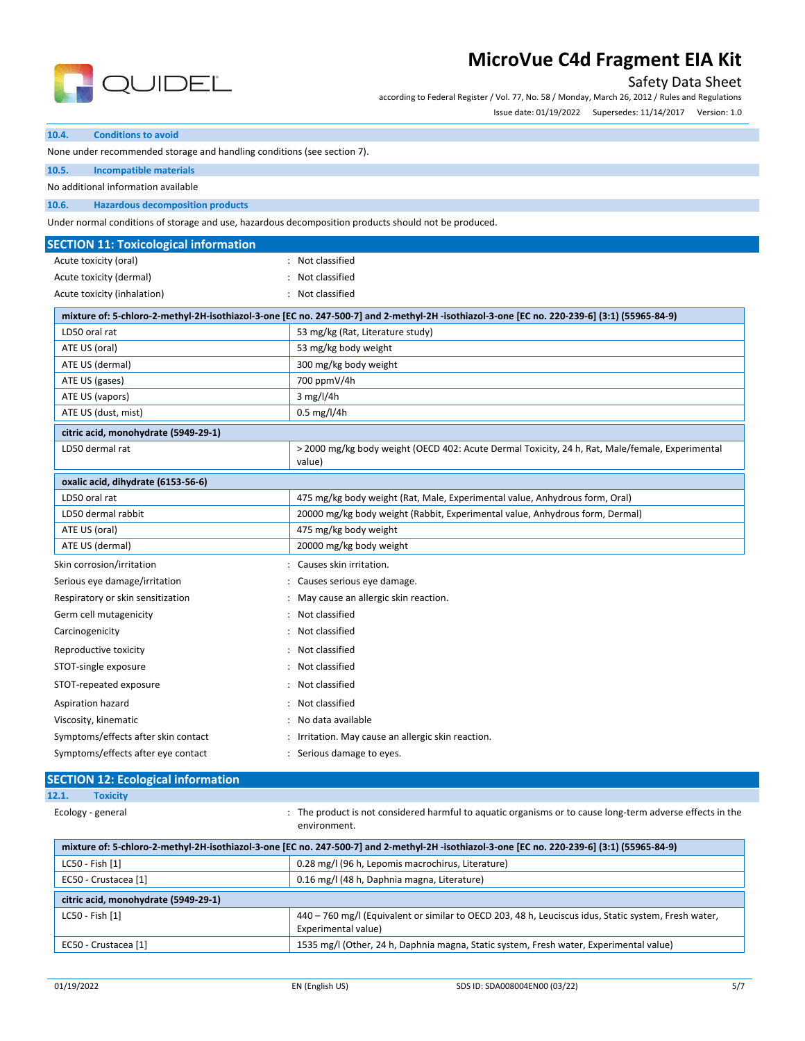### 10.4. Conditions to avoid

None under recommended storage and handling conditions (see section 7).

### 10.5. Incompatible materials

No additional information available

### 10.6. Hazardous decomposition products

Under normal conditions of storage and use, hazardous decomposition products should not be produced.

## SECTION 11: Toxicological information

| | |
|---|---|
| Acute toxicity (oral) | : Not classified |
| Acute toxicity (dermal) | : Not classified |
| Acute toxicity (inhalation) | : Not classified |

| mixture of: 5-chloro-2-methyl-2H-isothiazol-3-one [EC no. 247-500-7] and 2-methyl-2H -isothiazol-3-one [EC no. 220-239-6] (3:1) (55965-84-9) | |
|---|---|
| LD50 oral rat | 53 mg/kg (Rat, Literature study) |
| ATE US (oral) | 53 mg/kg body weight |
| ATE US (dermal) | 300 mg/kg body weight |
| ATE US (gases) | 700 ppmV/4h |
| ATE US (vapors) | 3 mg/l/4h |
| ATE US (dust, mist) | 0.5 mg/l/4h |
| **citric acid, monohydrate (5949-29-1)** | |
| LD50 dermal rat | > 2000 mg/kg body weight (OECD 402: Acute Dermal Toxicity, 24 h, Rat, Male/female, Experimental value) |
| **oxalic acid, dihydrate (6153-56-6)** | |
| LD50 oral rat | 475 mg/kg body weight (Rat, Male, Experimental value, Anhydrous form, Oral) |
| LD50 dermal rabbit | 20000 mg/kg body weight (Rabbit, Experimental value, Anhydrous form, Dermal) |
| ATE US (oral) | 475 mg/kg body weight |
| ATE US (dermal) | 20000 mg/kg body weight |

| | |
|---|---|
| Skin corrosion/irritation | : Causes skin irritation. |
| Serious eye damage/irritation | : Causes serious eye damage. |
| Respiratory or skin sensitization | : May cause an allergic skin reaction. |
| Germ cell mutagenicity | : Not classified |
| Carcinogenicity | : Not classified |
| Reproductive toxicity | : Not classified |
| STOT-single exposure | : Not classified |
| STOT-repeated exposure | : Not classified |
| Aspiration hazard | : Not classified |
| Viscosity, kinematic | : No data available |
| Symptoms/effects after skin contact | : Irritation. May cause an allergic skin reaction. |
| Symptoms/effects after eye contact | : Serious damage to eyes. |

## SECTION 12: Ecological information

### 12.1. Toxicity

| | |
|---|---|
| Ecology - general | : The product is not considered harmful to aquatic organisms or to cause long-term adverse effects in the environment. |

| mixture of: 5-chloro-2-methyl-2H-isothiazol-3-one [EC no. 247-500-7] and 2-methyl-2H -isothiazol-3-one [EC no. 220-239-6] (3:1) (55965-84-9) | |
|---|---|
| LC50 - Fish [1] | 0.28 mg/l (96 h, Lepomis macrochirus, Literature) |
| EC50 - Crustacea [1] | 0.16 mg/l (48 h, Daphnia magna, Literature) |
| **citric acid, monohydrate (5949-29-1)** | |
| LC50 - Fish [1] | 440 – 760 mg/l (Equivalent or similar to OECD 203, 48 h, Leuciscus idus, Static system, Fresh water, Experimental value) |
| EC50 - Crustacea [1] | 1535 mg/l (Other, 24 h, Daphnia magna, Static system, Fresh water, Experimental value) |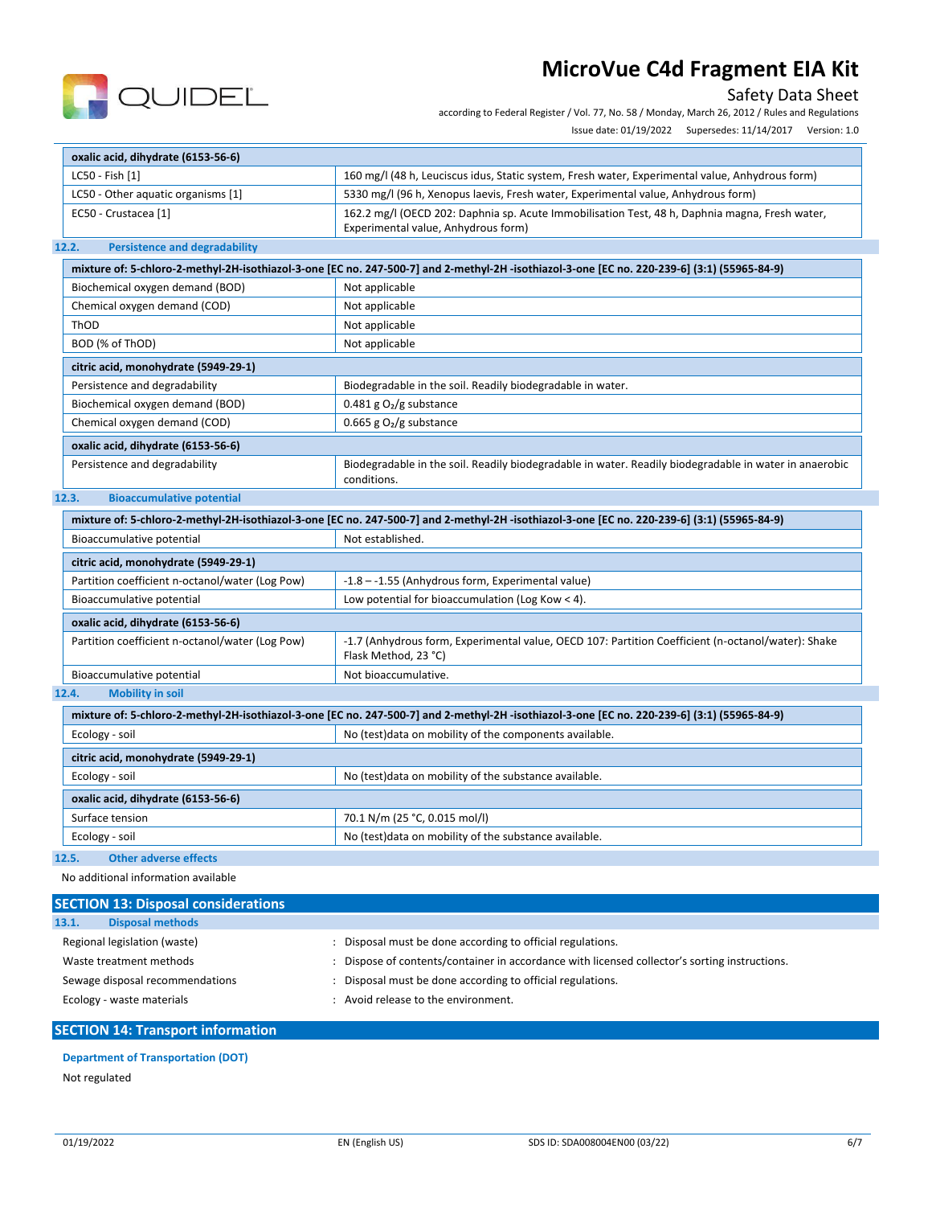| oxalic acid, dihydrate (6153-56-6) | |
|---|---|
| LC50 - Fish [1] | 160 mg/l (48 h, Leuciscus idus, Static system, Fresh water, Experimental value, Anhydrous form) |
| LC50 - Other aquatic organisms [1] | 5330 mg/l (96 h, Xenopus laevis, Fresh water, Experimental value, Anhydrous form) |
| EC50 - Crustacea [1] | 162.2 mg/l (OECD 202: Daphnia sp. Acute Immobilisation Test, 48 h, Daphnia magna, Fresh water, Experimental value, Anhydrous form) |

### 12.2. Persistence and degradability

| mixture of: 5-chloro-2-methyl-2H-isothiazol-3-one [EC no. 247-500-7] and 2-methyl-2H -isothiazol-3-one [EC no. 220-239-6] (3:1) (55965-84-9) | |
|---|---|
| Biochemical oxygen demand (BOD) | Not applicable |
| Chemical oxygen demand (COD) | Not applicable |
| ThOD | Not applicable |
| BOD (% of ThOD) | Not applicable |

| citric acid, monohydrate (5949-29-1) | |
|---|---|
| Persistence and degradability | Biodegradable in the soil. Readily biodegradable in water. |
| Biochemical oxygen demand (BOD) | 0.481 g $O_2$/g substance |
| Chemical oxygen demand (COD) | 0.665 g $O_2$/g substance |

| oxalic acid, dihydrate (6153-56-6) | |
|---|---|
| Persistence and degradability | Biodegradable in the soil. Readily biodegradable in water. Readily biodegradable in water in anaerobic conditions. |

### 12.3. Bioaccumulative potential

| mixture of: 5-chloro-2-methyl-2H-isothiazol-3-one [EC no. 247-500-7] and 2-methyl-2H -isothiazol-3-one [EC no. 220-239-6] (3:1) (55965-84-9) | |
|---|---|
| Bioaccumulative potential | Not established. |

| citric acid, monohydrate (5949-29-1) | |
|---|---|
| Partition coefficient n-octanol/water (Log Pow) | -1.8 – -1.55 (Anhydrous form, Experimental value) |
| Bioaccumulative potential | Low potential for bioaccumulation (Log Kow < 4). |

| oxalic acid, dihydrate (6153-56-6) | |
|---|---|
| Partition coefficient n-octanol/water (Log Pow) | -1.7 (Anhydrous form, Experimental value, OECD 107: Partition Coefficient (n-octanol/water): Shake Flask Method, 23 °C) |
| Bioaccumulative potential | Not bioaccumulative. |

### 12.4. Mobility in soil

| mixture of: 5-chloro-2-methyl-2H-isothiazol-3-one [EC no. 247-500-7] and 2-methyl-2H -isothiazol-3-one [EC no. 220-239-6] (3:1) (55965-84-9) | |
|---|---|
| Ecology - soil | No (test)data on mobility of the components available. |

| citric acid, monohydrate (5949-29-1) | |
|---|---|
| Ecology - soil | No (test)data on mobility of the substance available. |

| oxalic acid, dihydrate (6153-56-6) | |
|---|---|
| Surface tension | 70.1 N/m (25 °C, 0.015 mol/l) |
| Ecology - soil | No (test)data on mobility of the substance available. |

### 12.5. Other adverse effects

No additional information available

## SECTION 13: Disposal considerations

### 13.1. Disposal methods

Regional legislation (waste) : Disposal must be done according to official regulations.

Waste treatment methods : Dispose of contents/container in accordance with licensed collector's sorting instructions.

Sewage disposal recommendations : Disposal must be done according to official regulations.

Ecology - waste materials : Avoid release to the environment.

## SECTION 14: Transport information

### Department of Transportation (DOT)

Not regulated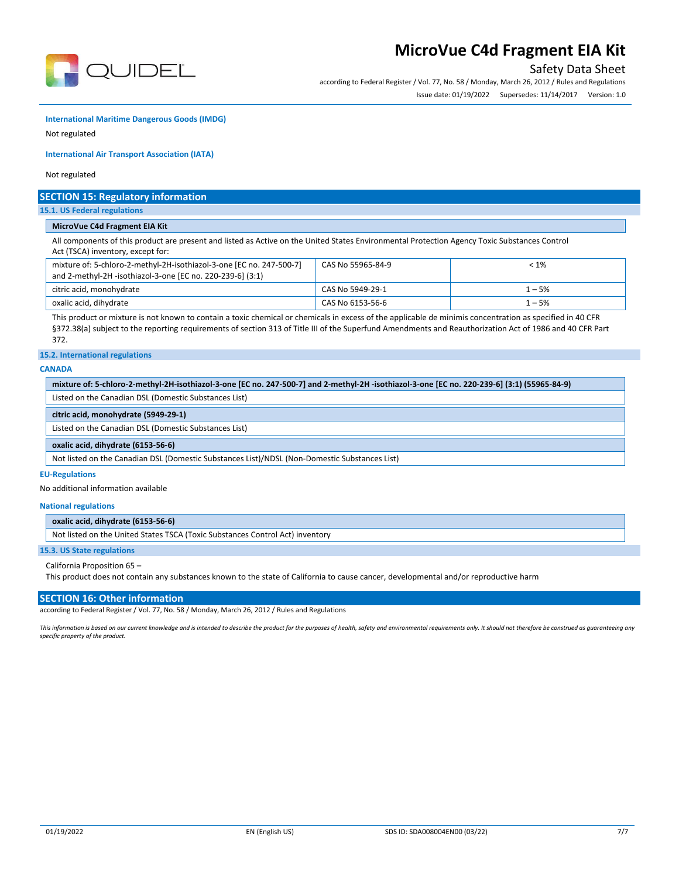**International Maritime Dangerous Goods (IMDG)**

Not regulated

**International Air Transport Association (IATA)**

Not regulated

## SECTION 15: Regulatory information

### 15.1. US Federal regulations

**MicroVue C4d Fragment EIA Kit**

All components of this product are present and listed as Active on the United States Environmental Protection Agency Toxic Substances Control Act (TSCA) inventory, except for:

| | | |
|---|---|---|
| mixture of: 5-chloro-2-methyl-2H-isothiazol-3-one [EC no. 247-500-7] and 2-methyl-2H -isothiazol-3-one [EC no. 220-239-6] (3:1) | CAS No 55965-84-9 | < 1% |
| citric acid, monohydrate | CAS No 5949-29-1 | 1 – 5% |
| oxalic acid, dihydrate | CAS No 6153-56-6 | 1 – 5% |

This product or mixture is not known to contain a toxic chemical or chemicals in excess of the applicable de minimis concentration as specified in 40 CFR §372.38(a) subject to the reporting requirements of section 313 of Title III of the Superfund Amendments and Reauthorization Act of 1986 and 40 CFR Part 372.

### 15.2. International regulations

**CANADA**

**mixture of: 5-chloro-2-methyl-2H-isothiazol-3-one [EC no. 247-500-7] and 2-methyl-2H -isothiazol-3-one [EC no. 220-239-6] (3:1) (55965-84-9)**

Listed on the Canadian DSL (Domestic Substances List)

**citric acid, monohydrate (5949-29-1)**

Listed on the Canadian DSL (Domestic Substances List)

**oxalic acid, dihydrate (6153-56-6)**

Not listed on the Canadian DSL (Domestic Substances List)/NDSL (Non-Domestic Substances List)

**EU-Regulations**

No additional information available

**National regulations**

**oxalic acid, dihydrate (6153-56-6)**

Not listed on the United States TSCA (Toxic Substances Control Act) inventory

### 15.3. US State regulations

California Proposition 65 –
This product does not contain any substances known to the state of California to cause cancer, developmental and/or reproductive harm

## SECTION 16: Other information

according to Federal Register / Vol. 77, No. 58 / Monday, March 26, 2012 / Rules and Regulations

*This information is based on our current knowledge and is intended to describe the product for the purposes of health, safety and environmental requirements only. It should not therefore be construed as guaranteeing any specific property of the product.*